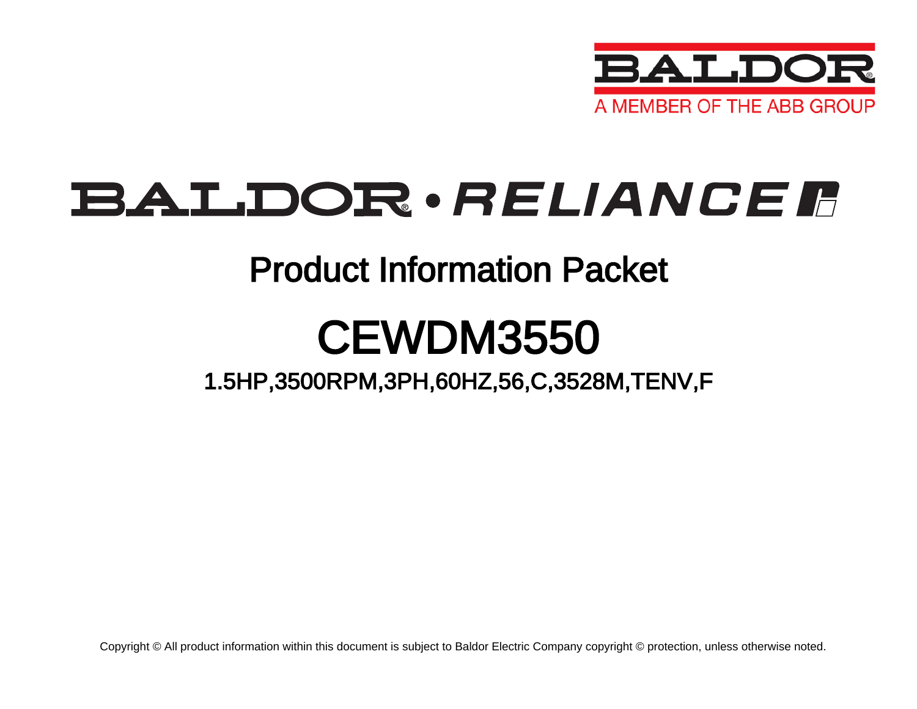BALDOR

A MEMBER OF THE ABB GROUP

# BALDOR • RELIANCE

## Product Information Packet

# CEWDM3550

### 1.5HP,3500RPM,3PH,60HZ,56,C,3528M,TENV,F

Copyright © All product information within this document is subject to Baldor Electric Company copyright © protection, unless otherwise noted.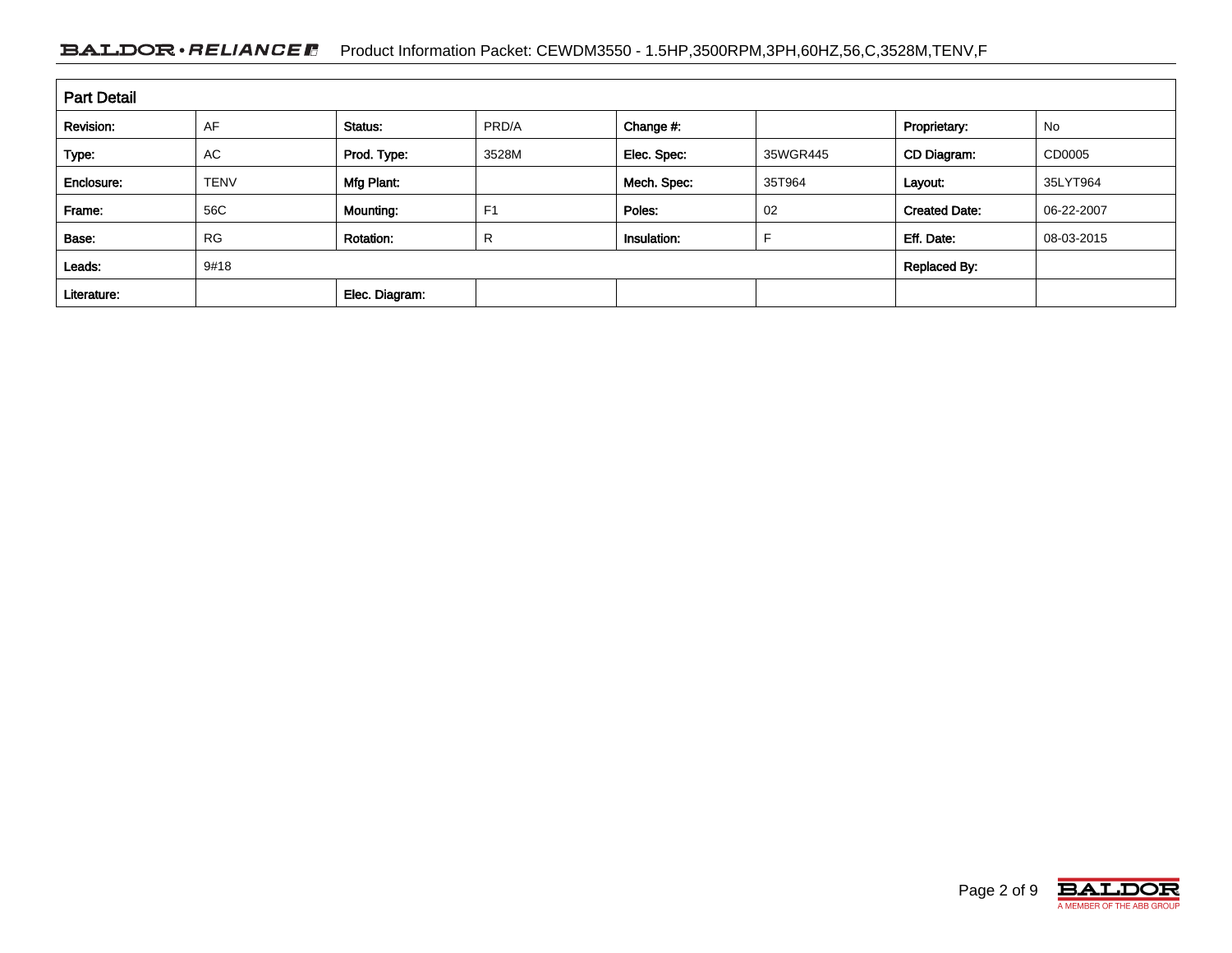## Part Detail

| Revision: | AF | Status: | PRD/A | Change #: | | Proprietary: | No |
|---|---|---|---|---|---|---|---|
| Type: | AC | Prod. Type: | 3528M | Elec. Spec: | 35WGR445 | CD Diagram: | CD0005 |
| Enclosure: | TENV | Mfg Plant: | | Mech. Spec: | 35T964 | Layout: | 35LYT964 |
| Frame: | 56C | Mounting: | F1 | Poles: | 02 | Created Date: | 06-22-2007 |
| Base: | RG | Rotation: | R | Insulation: | F | Eff. Date: | 08-03-2015 |
| Leads: | 9#18 | | | | | Replaced By: | |
| Literature: | | Elec. Diagram: | | | | | |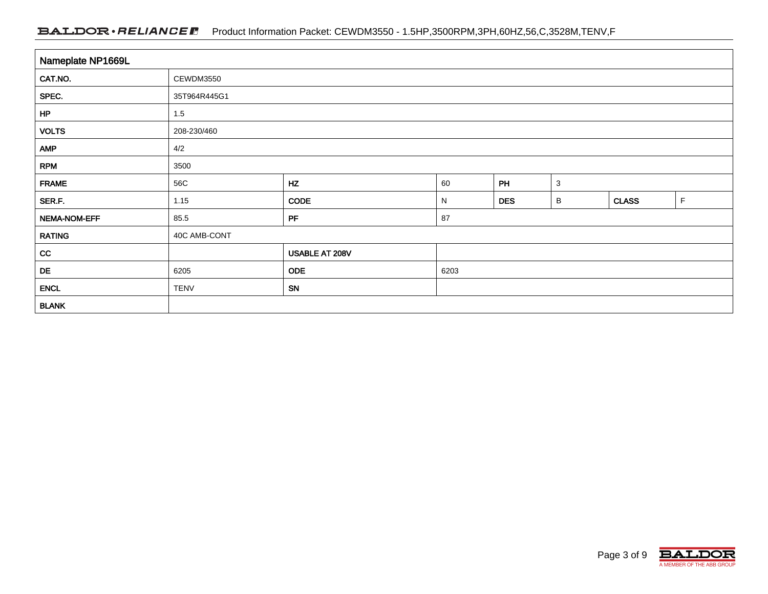| Nameplate NP1669L | | | | | | | |
|---|---|---|---|---|---|---|---|
| CAT.NO. | CEWDM3550 | | | | | | |
| SPEC. | 35T964R445G1 | | | | | | |
| HP | 1.5 | | | | | | |
| VOLTS | 208-230/460 | | | | | | |
| AMP | 4/2 | | | | | | |
| RPM | 3500 | | | | | | |
| FRAME | 56C | HZ | 60 | PH | 3 | | |
| SER.F. | 1.15 | CODE | N | DES | B | CLASS | F |
| NEMA-NOM-EFF | 85.5 | PF | 87 | | | | |
| RATING | 40C AMB-CONT | | | | | | |
| CC | | USABLE AT 208V | | | | | |
| DE | 6205 | ODE | 6203 | | | | |
| ENCL | TENV | SN | | | | | |
| BLANK | | | | | | | |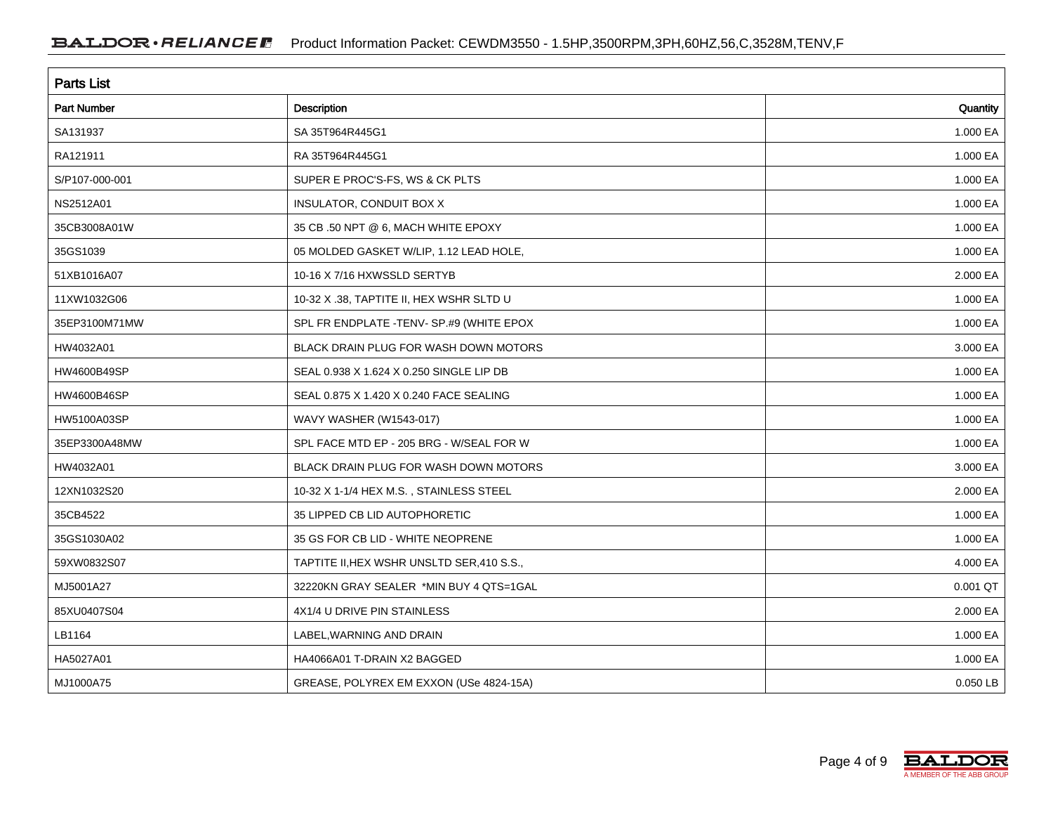## Parts List

| Part Number | Description | Quantity |
|---|---|---|
| SA131937 | SA 35T964R445G1 | 1.000 EA |
| RA121911 | RA 35T964R445G1 | 1.000 EA |
| S/P107-000-001 | SUPER E PROC'S-FS, WS & CK PLTS | 1.000 EA |
| NS2512A01 | INSULATOR, CONDUIT BOX X | 1.000 EA |
| 35CB3008A01W | 35 CB .50 NPT @ 6, MACH WHITE EPOXY | 1.000 EA |
| 35GS1039 | 05 MOLDED GASKET W/LIP, 1.12 LEAD HOLE, | 1.000 EA |
| 51XB1016A07 | 10-16 X 7/16 HXWSSLD SERTYB | 2.000 EA |
| 11XW1032G06 | 10-32 X .38, TAPTITE II, HEX WSHR SLTD U | 1.000 EA |
| 35EP3100M71MW | SPL FR ENDPLATE -TENV- SP.#9 (WHITE EPOX | 1.000 EA |
| HW4032A01 | BLACK DRAIN PLUG FOR WASH DOWN MOTORS | 3.000 EA |
| HW4600B49SP | SEAL 0.938 X 1.624 X 0.250 SINGLE LIP DB | 1.000 EA |
| HW4600B46SP | SEAL 0.875 X 1.420 X 0.240 FACE SEALING | 1.000 EA |
| HW5100A03SP | WAVY WASHER (W1543-017) | 1.000 EA |
| 35EP3300A48MW | SPL FACE MTD EP - 205 BRG - W/SEAL FOR W | 1.000 EA |
| HW4032A01 | BLACK DRAIN PLUG FOR WASH DOWN MOTORS | 3.000 EA |
| 12XN1032S20 | 10-32 X 1-1/4 HEX M.S. , STAINLESS STEEL | 2.000 EA |
| 35CB4522 | 35 LIPPED CB LID AUTOPHORETIC | 1.000 EA |
| 35GS1030A02 | 35 GS FOR CB LID - WHITE NEOPRENE | 1.000 EA |
| 59XW0832S07 | TAPTITE II,HEX WSHR UNSLTD SER,410 S.S., | 4.000 EA |
| MJ5001A27 | 32220KN GRAY SEALER *MIN BUY 4 QTS=1GAL | 0.001 QT |
| 85XU0407S04 | 4X1/4 U DRIVE PIN STAINLESS | 2.000 EA |
| LB1164 | LABEL,WARNING AND DRAIN | 1.000 EA |
| HA5027A01 | HA4066A01 T-DRAIN X2 BAGGED | 1.000 EA |
| MJ1000A75 | GREASE, POLYREX EM EXXON (USe 4824-15A) | 0.050 LB |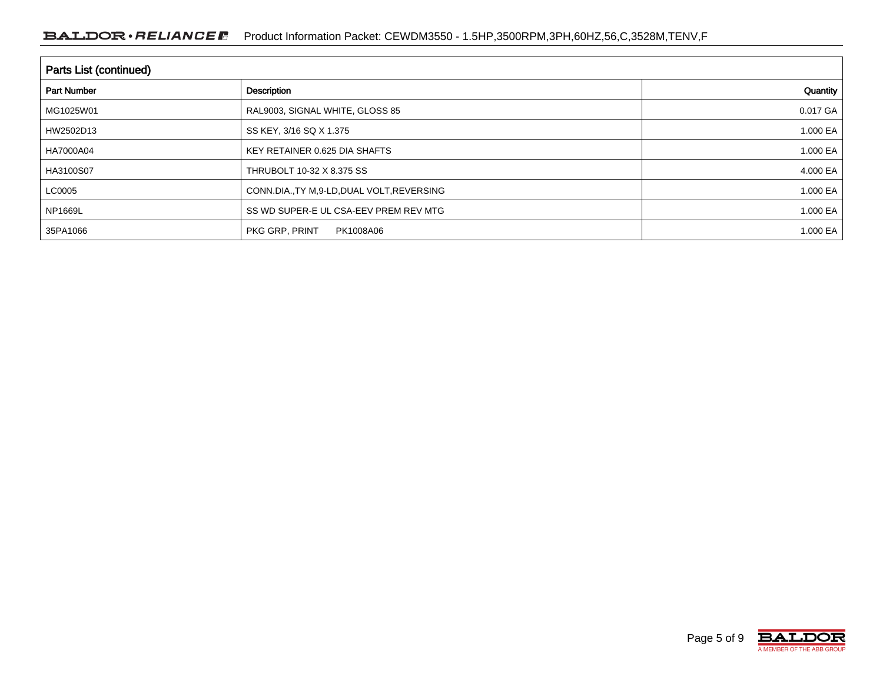## Parts List (continued)

| Part Number | Description | Quantity |
|---|---|---|
| MG1025W01 | RAL9003, SIGNAL WHITE, GLOSS 85 | 0.017 GA |
| HW2502D13 | SS KEY, 3/16 SQ X 1.375 | 1.000 EA |
| HA7000A04 | KEY RETAINER 0.625 DIA SHAFTS | 1.000 EA |
| HA3100S07 | THRUBOLT 10-32 X 8.375 SS | 4.000 EA |
| LC0005 | CONN.DIA.,TY M,9-LD,DUAL VOLT,REVERSING | 1.000 EA |
| NP1669L | SS WD SUPER-E UL CSA-EEV PREM REV MTG | 1.000 EA |
| 35PA1066 | PKG GRP, PRINT PK1008A06 | 1.000 EA |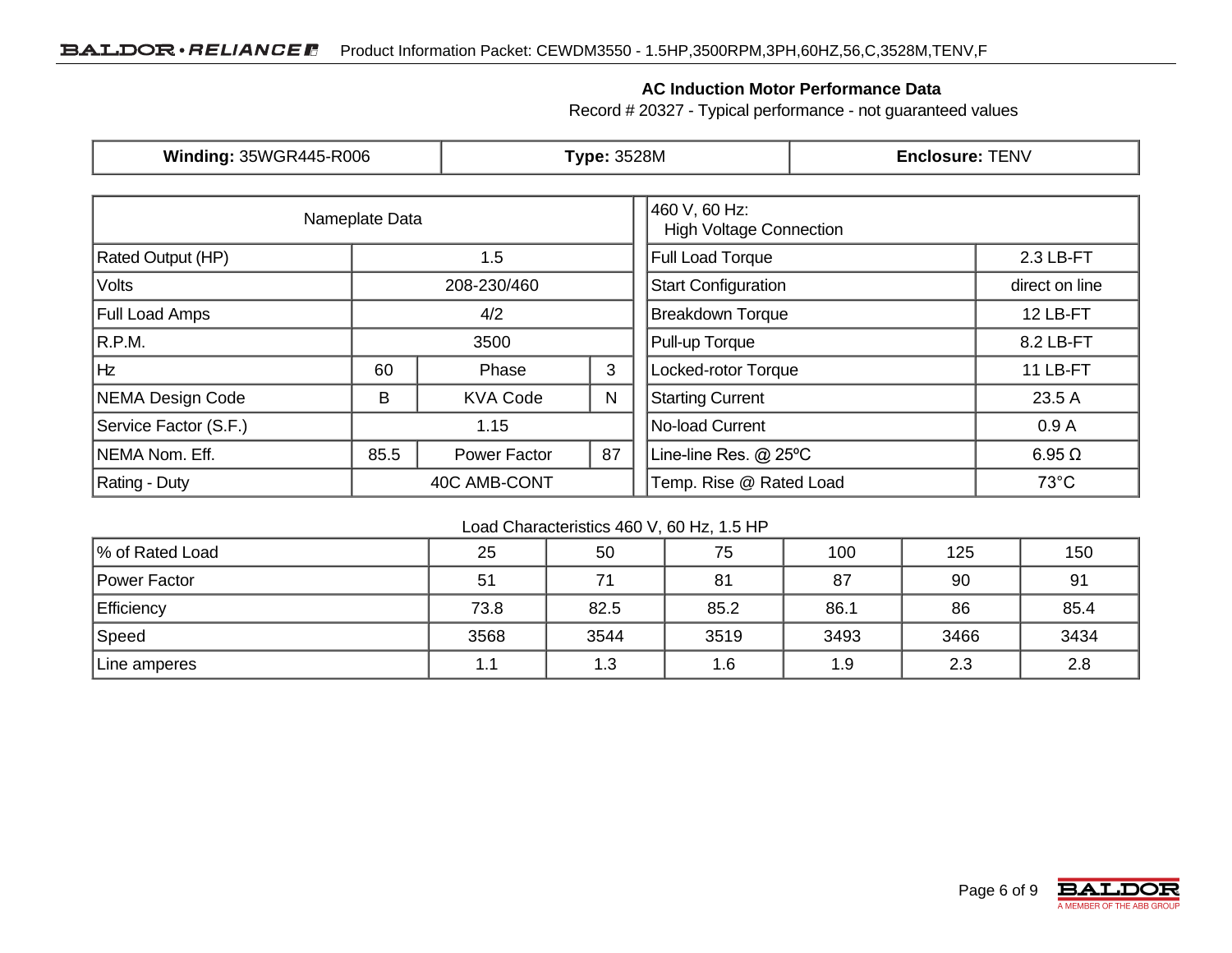## AC Induction Motor Performance Data

Record # 20327 - Typical performance - not guaranteed values

| **Winding:** 35WGR445-R006 | **Type:** 3528M | **Enclosure:** TENV |
|---|---|---|

| Nameplate Data | | | |
|---|---|---|---|
| Rated Output (HP) | 1.5 | | |
| Volts | 208-230/460 | | |
| Full Load Amps | 4/2 | | |
| R.P.M. | 3500 | | |
| Hz | 60 | Phase | 3 |
| NEMA Design Code | B | KVA Code | N |
| Service Factor (S.F.) | 1.15 | | |
| NEMA Nom. Eff. | 85.5 | Power Factor | 87 |
| Rating - Duty | 40C AMB-CONT | | |

| 460 V, 60 Hz: High Voltage Connection | |
|---|---|
| Full Load Torque | 2.3 LB-FT |
| Start Configuration | direct on line |
| Breakdown Torque | 12 LB-FT |
| Pull-up Torque | 8.2 LB-FT |
| Locked-rotor Torque | 11 LB-FT |
| Starting Current | 23.5 A |
| No-load Current | 0.9 A |
| Line-line Res. @ 25ºC | 6.95 Ω |
| Temp. Rise @ Rated Load | 73°C |

Load Characteristics 460 V, 60 Hz, 1.5 HP

| % of Rated Load | 25 | 50 | 75 | 100 | 125 | 150 |
|---|---|---|---|---|---|---|
| Power Factor | 51 | 71 | 81 | 87 | 90 | 91 |
| Efficiency | 73.8 | 82.5 | 85.2 | 86.1 | 86 | 85.4 |
| Speed | 3568 | 3544 | 3519 | 3493 | 3466 | 3434 |
| Line amperes | 1.1 | 1.3 | 1.6 | 1.9 | 2.3 | 2.8 |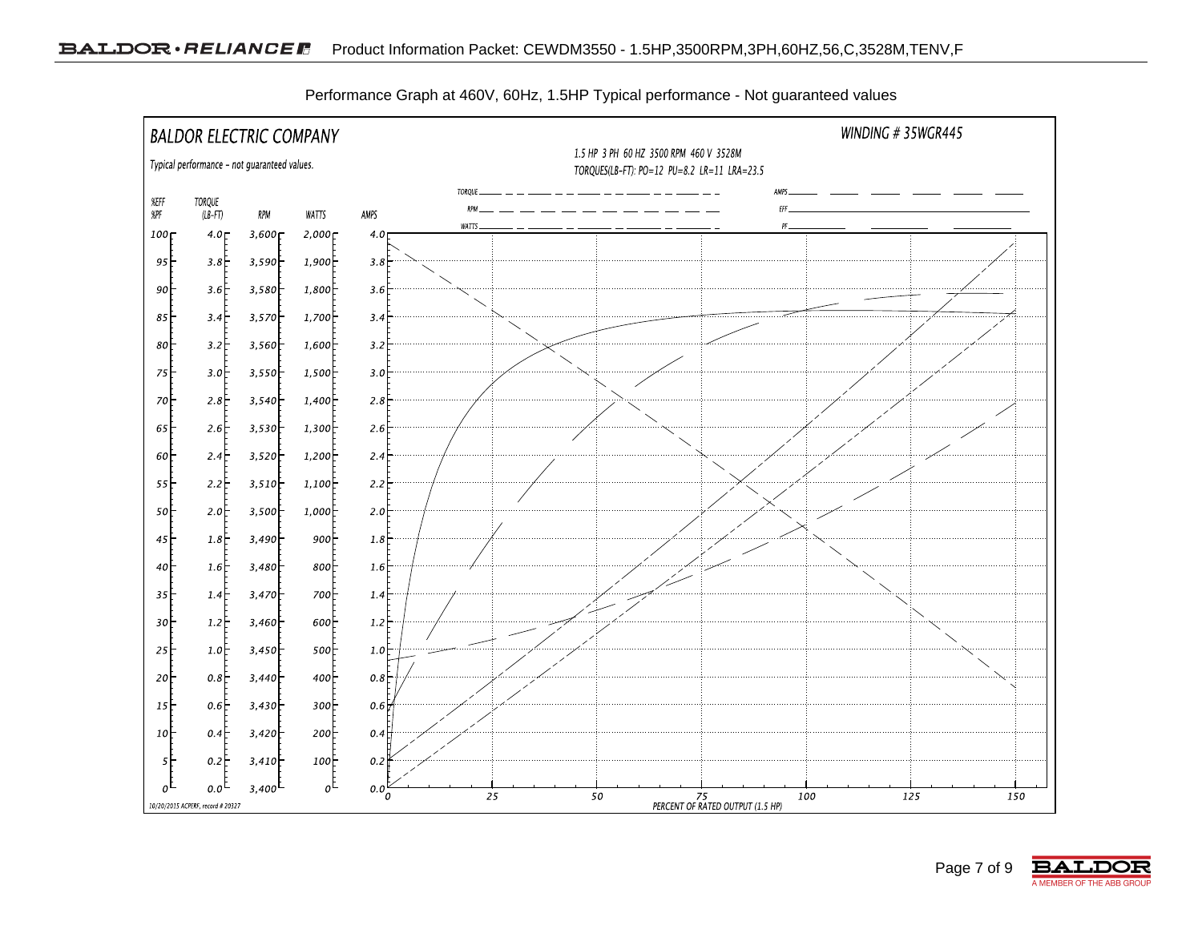Performance Graph at 460V, 60Hz, 1.5HP Typical performance - Not guaranteed values

BALDOR ELECTRIC COMPANY

Typical performance - not guaranteed values.

WINDING # 35WGR445

1.5 HP 3 PH 60 HZ 3500 RPM 460 V 3528M

TORQUES(LB-FT): PO=12 PU=8.2 LR=11 LRA=23.5

TORQUE, RPM, WATTS, AMPS, EFF, PF

| %EFF %PF | TORQUE (LB-FT) | RPM | WATTS | AMPS |
|---|---|---|---|---|
| 100 | 4.0 | 3,600 | 2,000 | 4.0 |
| 95 | 3.8 | 3,590 | 1,900 | 3.8 |
| 90 | 3.6 | 3,580 | 1,800 | 3.6 |
| 85 | 3.4 | 3,570 | 1,700 | 3.4 |
| 80 | 3.2 | 3,560 | 1,600 | 3.2 |
| 75 | 3.0 | 3,550 | 1,500 | 3.0 |
| 70 | 2.8 | 3,540 | 1,400 | 2.8 |
| 65 | 2.6 | 3,530 | 1,300 | 2.6 |
| 60 | 2.4 | 3,520 | 1,200 | 2.4 |
| 55 | 2.2 | 3,510 | 1,100 | 2.2 |
| 50 | 2.0 | 3,500 | 1,000 | 2.0 |
| 45 | 1.8 | 3,490 | 900 | 1.8 |
| 40 | 1.6 | 3,480 | 800 | 1.6 |
| 35 | 1.4 | 3,470 | 700 | 1.4 |
| 30 | 1.2 | 3,460 | 600 | 1.2 |
| 25 | 1.0 | 3,450 | 500 | 1.0 |
| 20 | 0.8 | 3,440 | 400 | 0.8 |
| 15 | 0.6 | 3,430 | 300 | 0.6 |
| 10 | 0.4 | 3,420 | 200 | 0.4 |
| 5 | 0.2 | 3,410 | 100 | 0.2 |
| 0 | 0.0 | 3,400 | 0 | 0.0 |

PERCENT OF RATED OUTPUT (1.5 HP): 0, 25, 50, 75, 100, 125, 150

10/20/2015 ACPERF, record # 20327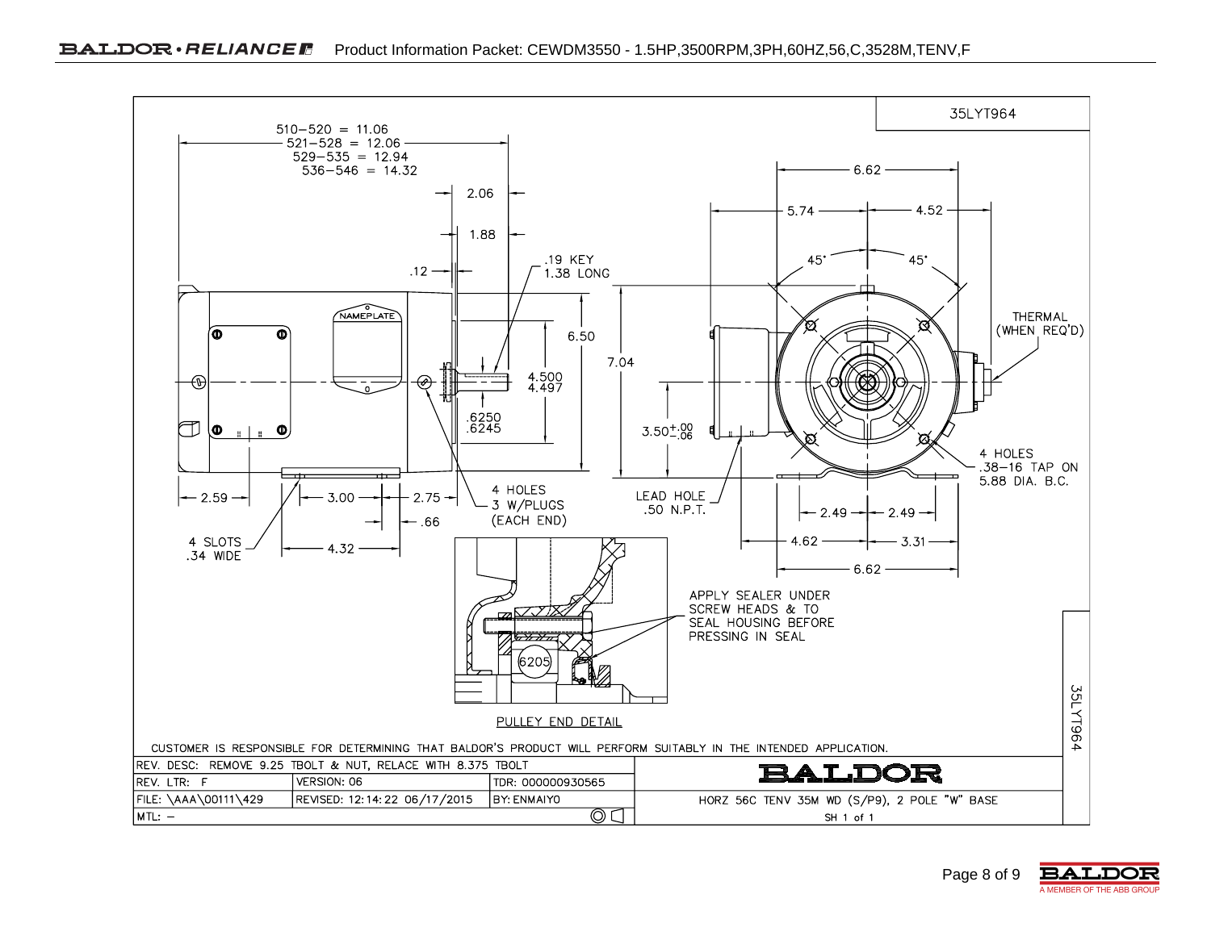Product Information Packet: CEWDM3550 - 1.5HP,3500RPM,3PH,60HZ,56,C,3528M,TENV,F

35LYT964

510−520 = 11.06
521−528 = 12.06
529−535 = 12.94
536−546 = 14.32

2.06

1.88

.12

.19 KEY
1.38 LONG

NAMEPLATE

6.50

7.04

4.500
4.497

.6250
.6245

$3.50^{+.00}_{-.06}$

2.59

3.00

2.75

.66

4 SLOTS
.34 WIDE

4.32

4 HOLES
3 W/PLUGS
(EACH END)

LEAD HOLE
.50 N.P.T.

6.62

5.74

4.52

45°

45°

THERMAL
(WHEN REQ'D)

4 HOLES
.38−16 TAP ON
5.88 DIA. B.C.

2.49

2.49

4.62

3.31

6.62

APPLY SEALER UNDER
SCREW HEADS & TO
SEAL HOUSING BEFORE
PRESSING IN SEAL

6205

PULLEY END DETAIL

CUSTOMER IS RESPONSIBLE FOR DETERMINING THAT BALDOR'S PRODUCT WILL PERFORM SUITABLY IN THE INTENDED APPLICATION.

| REV. DESC: REMOVE 9.25 TBOLT & NUT, RELACE WITH 8.375 TBOLT | | | BALDOR |
|---|---|---|---|
| REV. LTR: F | VERSION: 06 | TDR: 000000930565 | |
| FILE: \AAA\00111\429 | REVISED: 12:14:22 06/17/2015 | BY: ENMAIYO | HORZ 56C TENV 35M WD (S/P9), 2 POLE "W" BASE |
| MTL: − | | | SH 1 of 1 |

35LYT964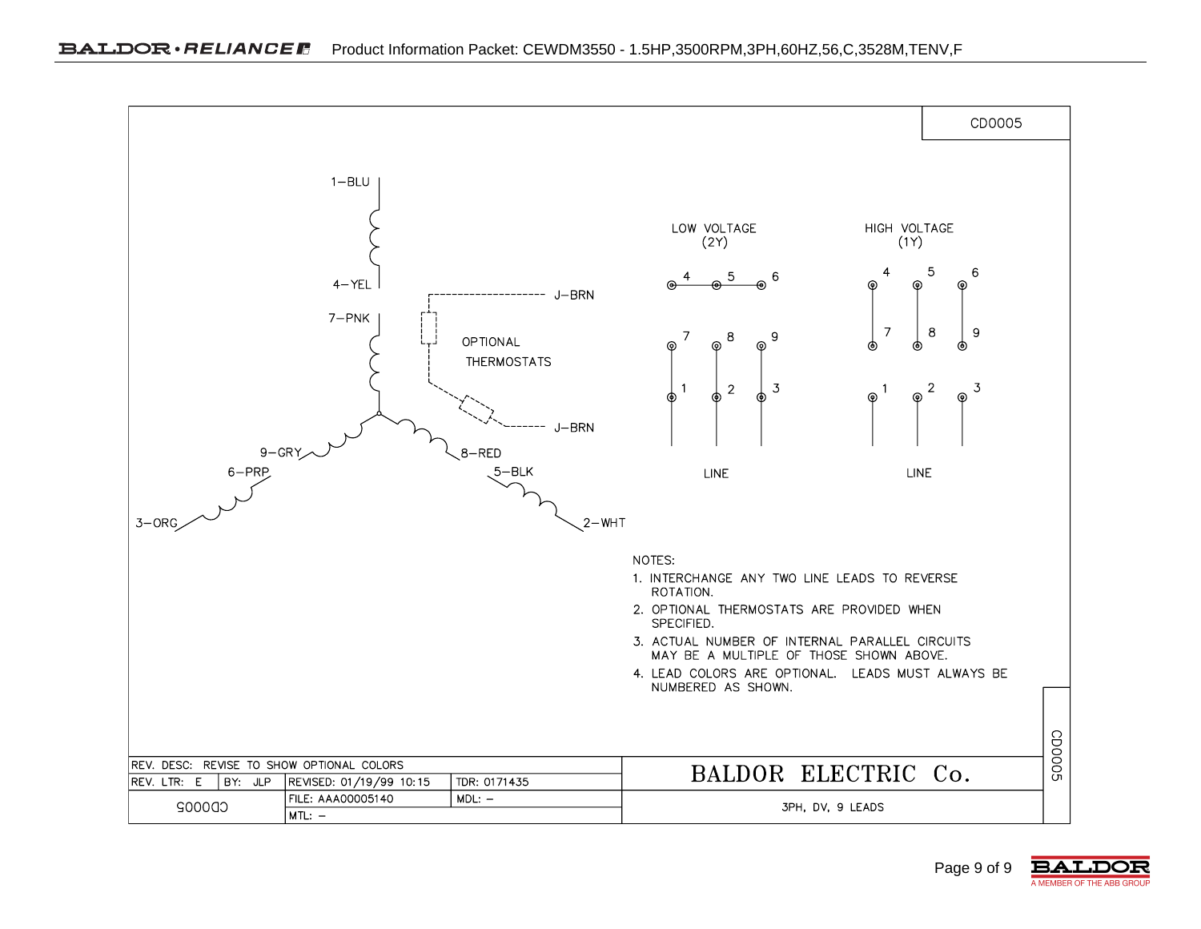CD0005

1-BLU

4-YEL

7-PNK

9-GRY

8-RED

6-PRP

5-BLK

3-ORG

2-WHT

J-BRN

OPTIONAL THERMOSTATS

J-BRN

LOW VOLTAGE (2Y)

4 5 6

7 8 9

1 2 3

LINE

HIGH VOLTAGE (1Y)

4 5 6

7 8 9

1 2 3

LINE

NOTES:

1. INTERCHANGE ANY TWO LINE LEADS TO REVERSE ROTATION.
2. OPTIONAL THERMOSTATS ARE PROVIDED WHEN SPECIFIED.
3. ACTUAL NUMBER OF INTERNAL PARALLEL CIRCUITS MAY BE A MULTIPLE OF THOSE SHOWN ABOVE.
4. LEAD COLORS ARE OPTIONAL. LEADS MUST ALWAYS BE NUMBERED AS SHOWN.

| | | | |
|---|---|---|---|
| REV. DESC: REVISE TO SHOW OPTIONAL COLORS | | | BALDOR ELECTRIC Co. |
| REV. LTR: E | BY: JLP | REVISED: 01/19/99 10:15 | TDR: 0171435 |
| CD0005 | FILE: AAA00005140 | MDL: – | 3PH, DV, 9 LEADS |
| | MTL: – | | |

CD0005